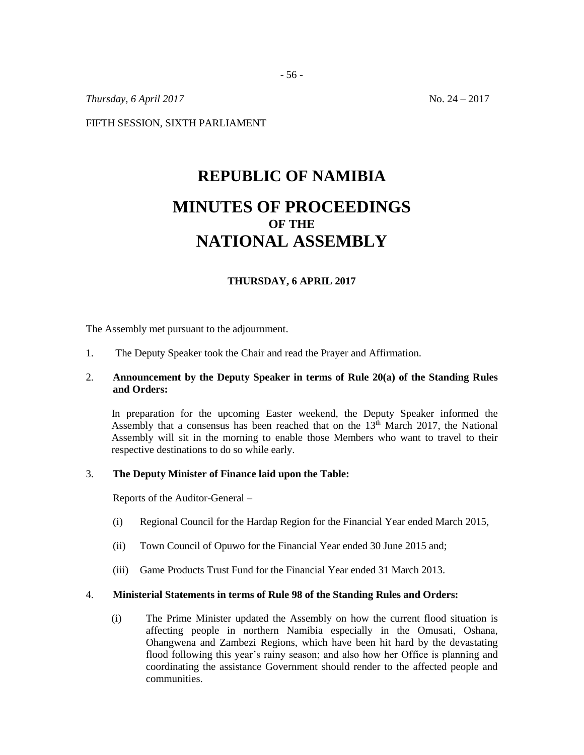*Thursday, 6 April 2017* No. 24 – 2017

FIFTH SESSION, SIXTH PARLIAMENT

# REPUBLIC OF NAMIBIA

# MINUTES OF PROCEEDINGS
## OF THE
# NATIONAL ASSEMBLY

**THURSDAY, 6 APRIL 2017**

The Assembly met pursuant to the adjournment.

1. The Deputy Speaker took the Chair and read the Prayer and Affirmation.

2. **Announcement by the Deputy Speaker in terms of Rule 20(a) of the Standing Rules and Orders:**

   In preparation for the upcoming Easter weekend, the Deputy Speaker informed the Assembly that a consensus has been reached that on the 13th March 2017, the National Assembly will sit in the morning to enable those Members who want to travel to their respective destinations to do so while early.

3. **The Deputy Minister of Finance laid upon the Table:**

   Reports of the Auditor-General –

   (i) Regional Council for the Hardap Region for the Financial Year ended March 2015,

   (ii) Town Council of Opuwo for the Financial Year ended 30 June 2015 and;

   (iii) Game Products Trust Fund for the Financial Year ended 31 March 2013.

4. **Ministerial Statements in terms of Rule 98 of the Standing Rules and Orders:**

   (i) The Prime Minister updated the Assembly on how the current flood situation is affecting people in northern Namibia especially in the Omusati, Oshana, Ohangwena and Zambezi Regions, which have been hit hard by the devastating flood following this year's rainy season; and also how her Office is planning and coordinating the assistance Government should render to the affected people and communities.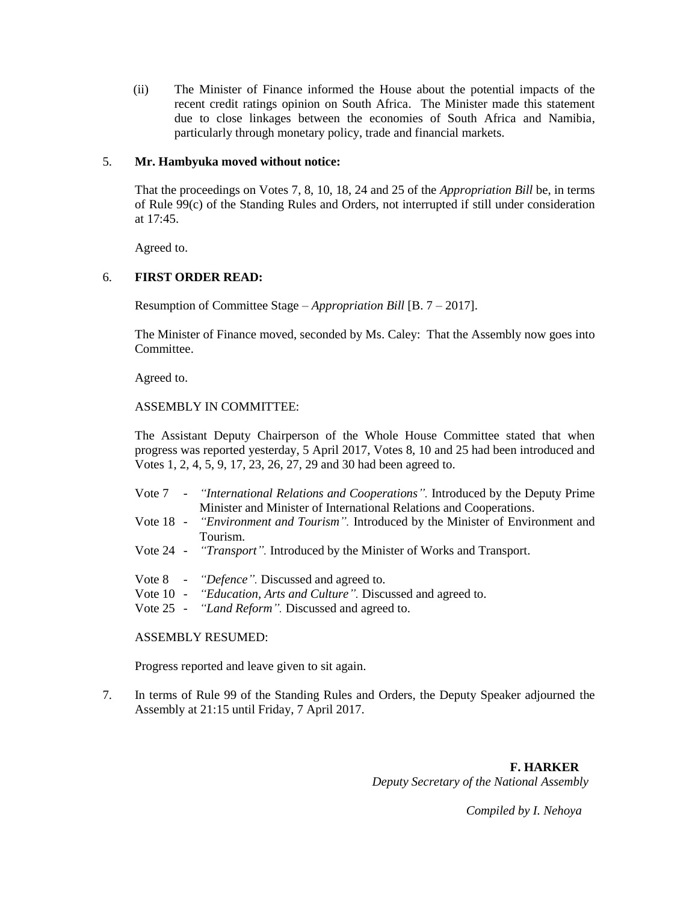(ii) The Minister of Finance informed the House about the potential impacts of the recent credit ratings opinion on South Africa. The Minister made this statement due to close linkages between the economies of South Africa and Namibia, particularly through monetary policy, trade and financial markets.

5. **Mr. Hambyuka moved without notice:**

That the proceedings on Votes 7, 8, 10, 18, 24 and 25 of the *Appropriation Bill* be, in terms of Rule 99(c) of the Standing Rules and Orders, not interrupted if still under consideration at 17:45.

Agreed to.

6. **FIRST ORDER READ:**

Resumption of Committee Stage – *Appropriation Bill* [B. 7 – 2017].

The Minister of Finance moved, seconded by Ms. Caley: That the Assembly now goes into Committee.

Agreed to.

ASSEMBLY IN COMMITTEE:

The Assistant Deputy Chairperson of the Whole House Committee stated that when progress was reported yesterday, 5 April 2017, Votes 8, 10 and 25 had been introduced and Votes 1, 2, 4, 5, 9, 17, 23, 26, 27, 29 and 30 had been agreed to.

Vote 7 - *"International Relations and Cooperations".* Introduced by the Deputy Prime Minister and Minister of International Relations and Cooperations.
Vote 18 - *"Environment and Tourism".* Introduced by the Minister of Environment and Tourism.
Vote 24 - *"Transport".* Introduced by the Minister of Works and Transport.

Vote 8 - *"Defence".* Discussed and agreed to.
Vote 10 - *"Education, Arts and Culture".* Discussed and agreed to.
Vote 25 - *"Land Reform".* Discussed and agreed to.

ASSEMBLY RESUMED:

Progress reported and leave given to sit again.

7. In terms of Rule 99 of the Standing Rules and Orders, the Deputy Speaker adjourned the Assembly at 21:15 until Friday, 7 April 2017.

**F. HARKER**
*Deputy Secretary of the National Assembly*

*Compiled by I. Nehoya*